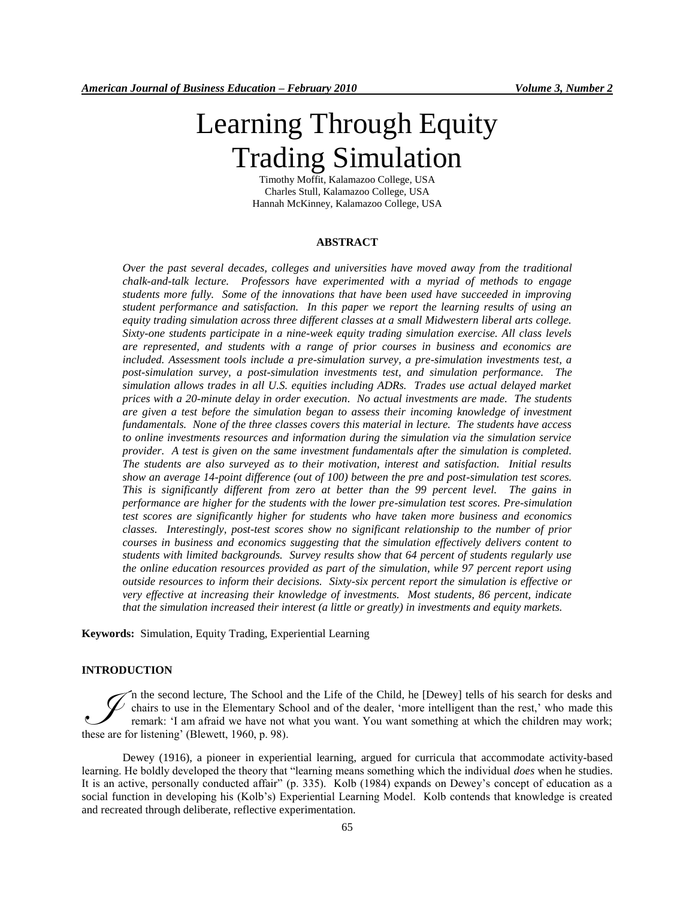# Learning Through Equity Trading Simulation

Timothy Moffit, Kalamazoo College, USA
Charles Stull, Kalamazoo College, USA
Hannah McKinney, Kalamazoo College, USA

## ABSTRACT

*Over the past several decades, colleges and universities have moved away from the traditional chalk-and-talk lecture. Professors have experimented with a myriad of methods to engage students more fully. Some of the innovations that have been used have succeeded in improving student performance and satisfaction. In this paper we report the learning results of using an equity trading simulation across three different classes at a small Midwestern liberal arts college. Sixty-one students participate in a nine-week equity trading simulation exercise. All class levels are represented, and students with a range of prior courses in business and economics are included. Assessment tools include a pre-simulation survey, a pre-simulation investments test, a post-simulation survey, a post-simulation investments test, and simulation performance. The simulation allows trades in all U.S. equities including ADRs. Trades use actual delayed market prices with a 20-minute delay in order execution. No actual investments are made. The students are given a test before the simulation began to assess their incoming knowledge of investment fundamentals. None of the three classes covers this material in lecture. The students have access to online investments resources and information during the simulation via the simulation service provider. A test is given on the same investment fundamentals after the simulation is completed. The students are also surveyed as to their motivation, interest and satisfaction. Initial results show an average 14-point difference (out of 100) between the pre and post-simulation test scores. This is significantly different from zero at better than the 99 percent level. The gains in performance are higher for the students with the lower pre-simulation test scores. Pre-simulation test scores are significantly higher for students who have taken more business and economics classes. Interestingly, post-test scores show no significant relationship to the number of prior courses in business and economics suggesting that the simulation effectively delivers content to students with limited backgrounds. Survey results show that 64 percent of students regularly use the online education resources provided as part of the simulation, while 97 percent report using outside resources to inform their decisions. Sixty-six percent report the simulation is effective or very effective at increasing their knowledge of investments. Most students, 86 percent, indicate that the simulation increased their interest (a little or greatly) in investments and equity markets.*

**Keywords:** Simulation, Equity Trading, Experiential Learning

## INTRODUCTION

In the second lecture, The School and the Life of the Child, he [Dewey] tells of his search for desks and chairs to use in the Elementary School and of the dealer, 'more intelligent than the rest,' who made this remark: 'I am afraid we have not what you want. You want something at which the children may work; these are for listening' (Blewett, 1960, p. 98).

Dewey (1916), a pioneer in experiential learning, argued for curricula that accommodate activity-based learning. He boldly developed the theory that "learning means something which the individual *does* when he studies. It is an active, personally conducted affair" (p. 335). Kolb (1984) expands on Dewey's concept of education as a social function in developing his (Kolb's) Experiential Learning Model. Kolb contends that knowledge is created and recreated through deliberate, reflective experimentation.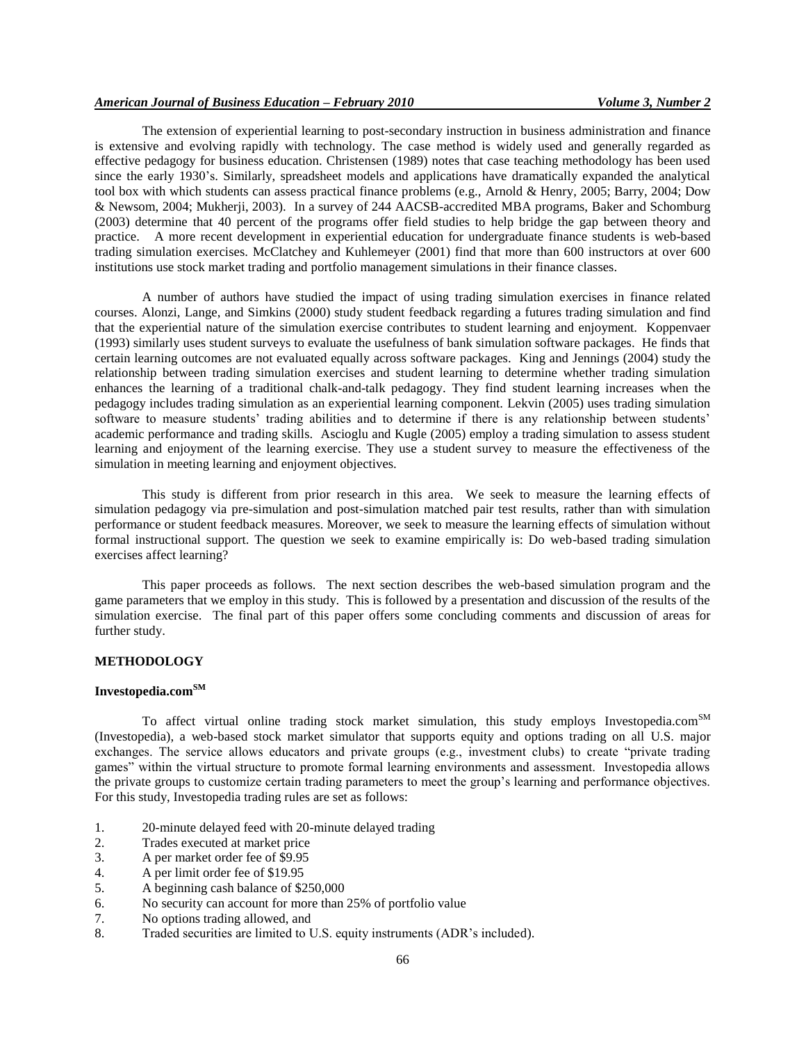The extension of experiential learning to post-secondary instruction in business administration and finance is extensive and evolving rapidly with technology. The case method is widely used and generally regarded as effective pedagogy for business education. Christensen (1989) notes that case teaching methodology has been used since the early 1930's. Similarly, spreadsheet models and applications have dramatically expanded the analytical tool box with which students can assess practical finance problems (e.g., Arnold & Henry, 2005; Barry, 2004; Dow & Newsom, 2004; Mukherji, 2003). In a survey of 244 AACSB-accredited MBA programs, Baker and Schomburg (2003) determine that 40 percent of the programs offer field studies to help bridge the gap between theory and practice. A more recent development in experiential education for undergraduate finance students is web-based trading simulation exercises. McClatchey and Kuhlemeyer (2001) find that more than 600 instructors at over 600 institutions use stock market trading and portfolio management simulations in their finance classes.

A number of authors have studied the impact of using trading simulation exercises in finance related courses. Alonzi, Lange, and Simkins (2000) study student feedback regarding a futures trading simulation and find that the experiential nature of the simulation exercise contributes to student learning and enjoyment. Koppenvaer (1993) similarly uses student surveys to evaluate the usefulness of bank simulation software packages. He finds that certain learning outcomes are not evaluated equally across software packages. King and Jennings (2004) study the relationship between trading simulation exercises and student learning to determine whether trading simulation enhances the learning of a traditional chalk-and-talk pedagogy. They find student learning increases when the pedagogy includes trading simulation as an experiential learning component. Lekvin (2005) uses trading simulation software to measure students' trading abilities and to determine if there is any relationship between students' academic performance and trading skills. Ascioglu and Kugle (2005) employ a trading simulation to assess student learning and enjoyment of the learning exercise. They use a student survey to measure the effectiveness of the simulation in meeting learning and enjoyment objectives.

This study is different from prior research in this area. We seek to measure the learning effects of simulation pedagogy via pre-simulation and post-simulation matched pair test results, rather than with simulation performance or student feedback measures. Moreover, we seek to measure the learning effects of simulation without formal instructional support. The question we seek to examine empirically is: Do web-based trading simulation exercises affect learning?

This paper proceeds as follows. The next section describes the web-based simulation program and the game parameters that we employ in this study. This is followed by a presentation and discussion of the results of the simulation exercise. The final part of this paper offers some concluding comments and discussion of areas for further study.

## METHODOLOGY

### Investopedia.com℠

To affect virtual online trading stock market simulation, this study employs Investopedia.com℠ (Investopedia), a web-based stock market simulator that supports equity and options trading on all U.S. major exchanges. The service allows educators and private groups (e.g., investment clubs) to create "private trading games" within the virtual structure to promote formal learning environments and assessment. Investopedia allows the private groups to customize certain trading parameters to meet the group's learning and performance objectives. For this study, Investopedia trading rules are set as follows:

1. 20-minute delayed feed with 20-minute delayed trading
2. Trades executed at market price
3. A per market order fee of $9.95
4. A per limit order fee of $19.95
5. A beginning cash balance of $250,000
6. No security can account for more than 25% of portfolio value
7. No options trading allowed, and
8. Traded securities are limited to U.S. equity instruments (ADR's included).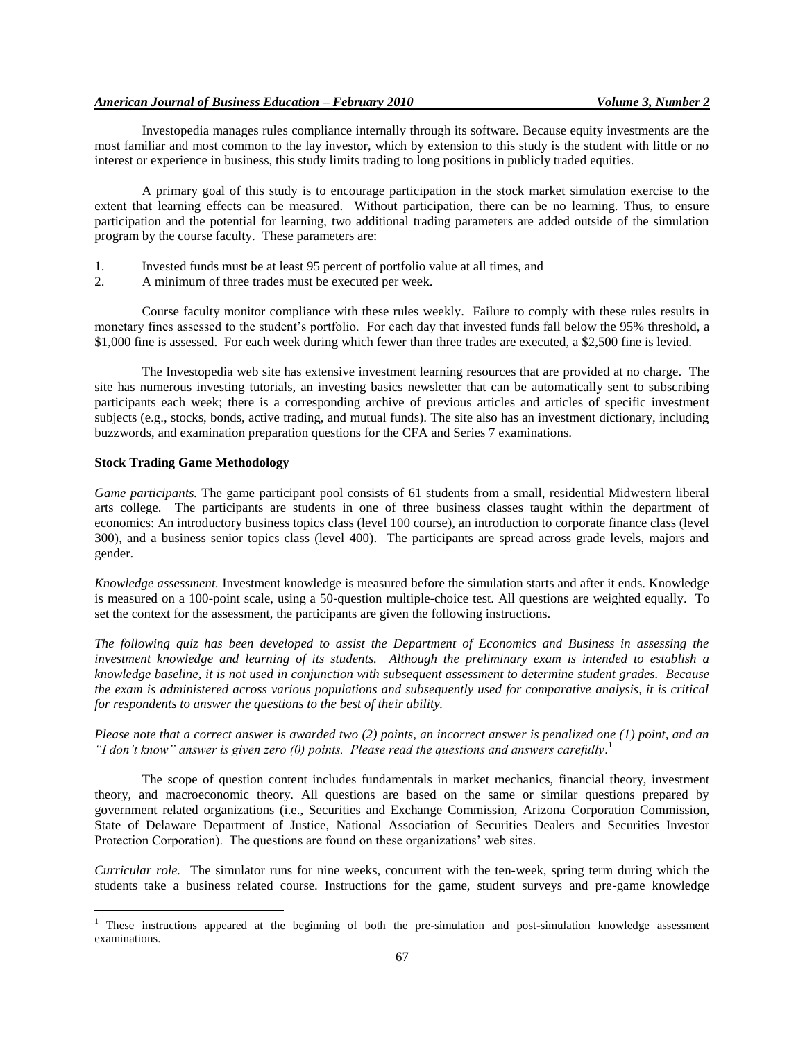Investopedia manages rules compliance internally through its software. Because equity investments are the most familiar and most common to the lay investor, which by extension to this study is the student with little or no interest or experience in business, this study limits trading to long positions in publicly traded equities.

A primary goal of this study is to encourage participation in the stock market simulation exercise to the extent that learning effects can be measured. Without participation, there can be no learning. Thus, to ensure participation and the potential for learning, two additional trading parameters are added outside of the simulation program by the course faculty. These parameters are:

1. Invested funds must be at least 95 percent of portfolio value at all times, and
2. A minimum of three trades must be executed per week.

Course faculty monitor compliance with these rules weekly. Failure to comply with these rules results in monetary fines assessed to the student's portfolio. For each day that invested funds fall below the 95% threshold, a \$1,000 fine is assessed. For each week during which fewer than three trades are executed, a \$2,500 fine is levied.

The Investopedia web site has extensive investment learning resources that are provided at no charge. The site has numerous investing tutorials, an investing basics newsletter that can be automatically sent to subscribing participants each week; there is a corresponding archive of previous articles and articles of specific investment subjects (e.g., stocks, bonds, active trading, and mutual funds). The site also has an investment dictionary, including buzzwords, and examination preparation questions for the CFA and Series 7 examinations.

**Stock Trading Game Methodology**

*Game participants.* The game participant pool consists of 61 students from a small, residential Midwestern liberal arts college. The participants are students in one of three business classes taught within the department of economics: An introductory business topics class (level 100 course), an introduction to corporate finance class (level 300), and a business senior topics class (level 400). The participants are spread across grade levels, majors and gender.

*Knowledge assessment.* Investment knowledge is measured before the simulation starts and after it ends. Knowledge is measured on a 100-point scale, using a 50-question multiple-choice test. All questions are weighted equally. To set the context for the assessment, the participants are given the following instructions.

*The following quiz has been developed to assist the Department of Economics and Business in assessing the investment knowledge and learning of its students. Although the preliminary exam is intended to establish a knowledge baseline, it is not used in conjunction with subsequent assessment to determine student grades. Because the exam is administered across various populations and subsequently used for comparative analysis, it is critical for respondents to answer the questions to the best of their ability.*

*Please note that a correct answer is awarded two (2) points, an incorrect answer is penalized one (1) point, and an "I don't know" answer is given zero (0) points. Please read the questions and answers carefully.*[1]

The scope of question content includes fundamentals in market mechanics, financial theory, investment theory, and macroeconomic theory. All questions are based on the same or similar questions prepared by government related organizations (i.e., Securities and Exchange Commission, Arizona Corporation Commission, State of Delaware Department of Justice, National Association of Securities Dealers and Securities Investor Protection Corporation). The questions are found on these organizations' web sites.

*Curricular role.* The simulator runs for nine weeks, concurrent with the ten-week, spring term during which the students take a business related course. Instructions for the game, student surveys and pre-game knowledge

[1] These instructions appeared at the beginning of both the pre-simulation and post-simulation knowledge assessment examinations.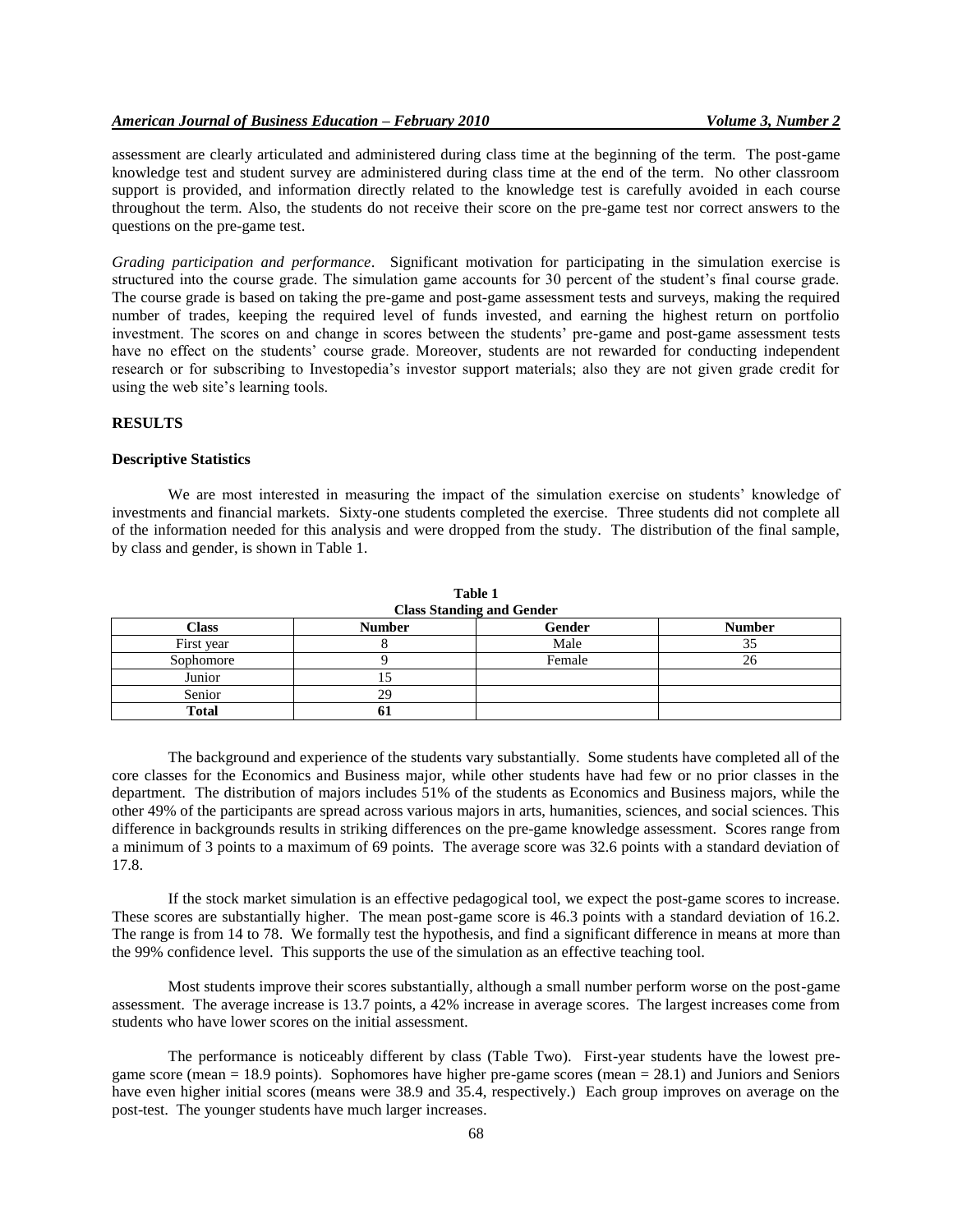assessment are clearly articulated and administered during class time at the beginning of the term. The post-game knowledge test and student survey are administered during class time at the end of the term. No other classroom support is provided, and information directly related to the knowledge test is carefully avoided in each course throughout the term. Also, the students do not receive their score on the pre-game test nor correct answers to the questions on the pre-game test.

*Grading participation and performance*. Significant motivation for participating in the simulation exercise is structured into the course grade. The simulation game accounts for 30 percent of the student's final course grade. The course grade is based on taking the pre-game and post-game assessment tests and surveys, making the required number of trades, keeping the required level of funds invested, and earning the highest return on portfolio investment. The scores on and change in scores between the students' pre-game and post-game assessment tests have no effect on the students' course grade. Moreover, students are not rewarded for conducting independent research or for subscribing to Investopedia's investor support materials; also they are not given grade credit for using the web site's learning tools.

## RESULTS

### Descriptive Statistics

We are most interested in measuring the impact of the simulation exercise on students' knowledge of investments and financial markets. Sixty-one students completed the exercise. Three students did not complete all of the information needed for this analysis and were dropped from the study. The distribution of the final sample, by class and gender, is shown in Table 1.

**Table 1**
**Class Standing and Gender**

| Class | Number | Gender | Number |
|---|---|---|---|
| First year | 8 | Male | 35 |
| Sophomore | 9 | Female | 26 |
| Junior | 15 | | |
| Senior | 29 | | |
| **Total** | **61** | | |

The background and experience of the students vary substantially. Some students have completed all of the core classes for the Economics and Business major, while other students have had few or no prior classes in the department. The distribution of majors includes 51% of the students as Economics and Business majors, while the other 49% of the participants are spread across various majors in arts, humanities, sciences, and social sciences. This difference in backgrounds results in striking differences on the pre-game knowledge assessment. Scores range from a minimum of 3 points to a maximum of 69 points. The average score was 32.6 points with a standard deviation of 17.8.

If the stock market simulation is an effective pedagogical tool, we expect the post-game scores to increase. These scores are substantially higher. The mean post-game score is 46.3 points with a standard deviation of 16.2. The range is from 14 to 78. We formally test the hypothesis, and find a significant difference in means at more than the 99% confidence level. This supports the use of the simulation as an effective teaching tool.

Most students improve their scores substantially, although a small number perform worse on the post-game assessment. The average increase is 13.7 points, a 42% increase in average scores. The largest increases come from students who have lower scores on the initial assessment.

The performance is noticeably different by class (Table Two). First-year students have the lowest pre-game score (mean = 18.9 points). Sophomores have higher pre-game scores (mean = 28.1) and Juniors and Seniors have even higher initial scores (means were 38.9 and 35.4, respectively.) Each group improves on average on the post-test. The younger students have much larger increases.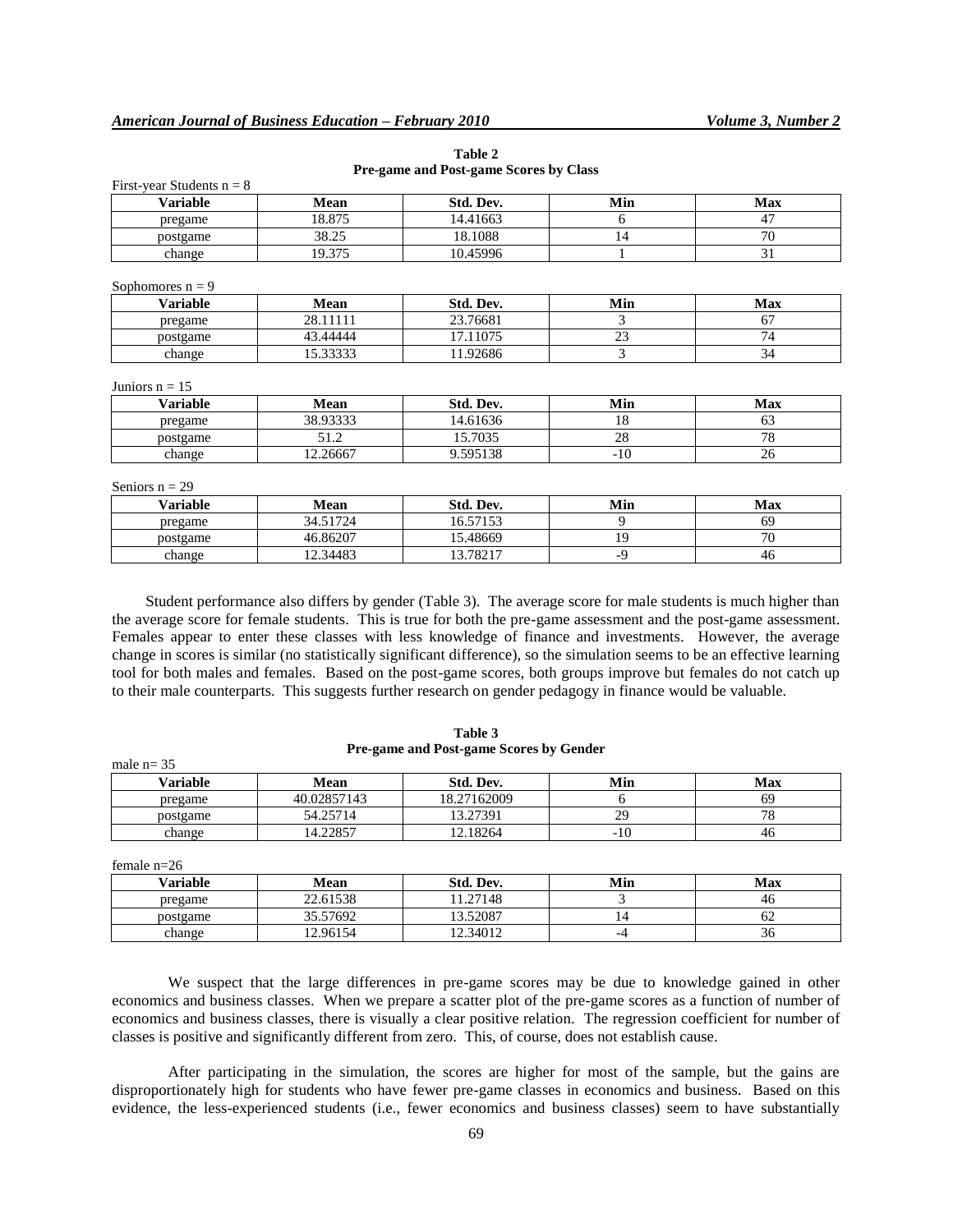**Table 2**
**Pre-game and Post-game Scores by Class**

First-year Students n = 8

| Variable | Mean | Std. Dev. | Min | Max |
|---|---|---|---|---|
| pregame | 18.875 | 14.41663 | 6 | 47 |
| postgame | 38.25 | 18.1088 | 14 | 70 |
| change | 19.375 | 10.45996 | 1 | 31 |

Sophomores n = 9

| Variable | Mean | Std. Dev. | Min | Max |
|---|---|---|---|---|
| pregame | 28.11111 | 23.76681 | 3 | 67 |
| postgame | 43.44444 | 17.11075 | 23 | 74 |
| change | 15.33333 | 11.92686 | 3 | 34 |

Juniors n = 15

| Variable | Mean | Std. Dev. | Min | Max |
|---|---|---|---|---|
| pregame | 38.93333 | 14.61636 | 18 | 63 |
| postgame | 51.2 | 15.7035 | 28 | 78 |
| change | 12.26667 | 9.595138 | -10 | 26 |

Seniors n = 29

| Variable | Mean | Std. Dev. | Min | Max |
|---|---|---|---|---|
| pregame | 34.51724 | 16.57153 | 9 | 69 |
| postgame | 46.86207 | 15.48669 | 19 | 70 |
| change | 12.34483 | 13.78217 | -9 | 46 |

Student performance also differs by gender (Table 3). The average score for male students is much higher than the average score for female students. This is true for both the pre-game assessment and the post-game assessment. Females appear to enter these classes with less knowledge of finance and investments. However, the average change in scores is similar (no statistically significant difference), so the simulation seems to be an effective learning tool for both males and females. Based on the post-game scores, both groups improve but females do not catch up to their male counterparts. This suggests further research on gender pedagogy in finance would be valuable.

**Table 3**
**Pre-game and Post-game Scores by Gender**

male n= 35

| Variable | Mean | Std. Dev. | Min | Max |
|---|---|---|---|---|
| pregame | 40.02857143 | 18.27162009 | 6 | 69 |
| postgame | 54.25714 | 13.27391 | 29 | 78 |
| change | 14.22857 | 12.18264 | -10 | 46 |

female n=26

| Variable | Mean | Std. Dev. | Min | Max |
|---|---|---|---|---|
| pregame | 22.61538 | 11.27148 | 3 | 46 |
| postgame | 35.57692 | 13.52087 | 14 | 62 |
| change | 12.96154 | 12.34012 | -4 | 36 |

We suspect that the large differences in pre-game scores may be due to knowledge gained in other economics and business classes. When we prepare a scatter plot of the pre-game scores as a function of number of economics and business classes, there is visually a clear positive relation. The regression coefficient for number of classes is positive and significantly different from zero. This, of course, does not establish cause.

After participating in the simulation, the scores are higher for most of the sample, but the gains are disproportionately high for students who have fewer pre-game classes in economics and business. Based on this evidence, the less-experienced students (i.e., fewer economics and business classes) seem to have substantially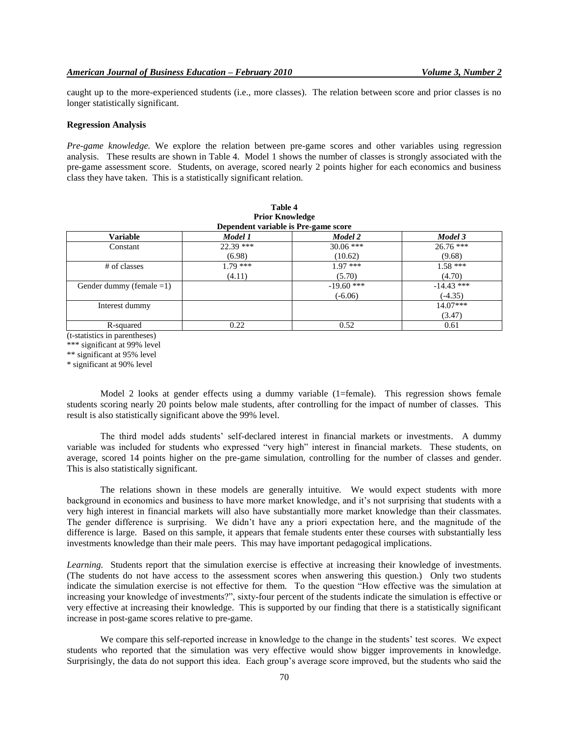caught up to the more-experienced students (i.e., more classes). The relation between score and prior classes is no longer statistically significant.

**Regression Analysis**

*Pre-game knowledge.* We explore the relation between pre-game scores and other variables using regression analysis. These results are shown in Table 4. Model 1 shows the number of classes is strongly associated with the pre-game assessment score. Students, on average, scored nearly 2 points higher for each economics and business class they have taken. This is a statistically significant relation.

**Table 4**
**Prior Knowledge**
**Dependent variable is Pre-game score**

| Variable | *Model 1* | *Model 2* | *Model 3* |
|---|---|---|---|
| Constant | 22.39 *** | 30.06 *** | 26.76 *** |
| | (6.98) | (10.62) | (9.68) |
| # of classes | 1.79 *** | 1.97 *** | 1.58 *** |
| | (4.11) | (5.70) | (4.70) |
| Gender dummy (female =1) | | -19.60 *** | -14.43 *** |
| | | (-6.06) | (-4.35) |
| Interest dummy | | | 14.07*** |
| | | | (3.47) |
| R-squared | 0.22 | 0.52 | 0.61 |

(t-statistics in parentheses)
*** significant at 99% level
** significant at 95% level
* significant at 90% level

Model 2 looks at gender effects using a dummy variable (1=female). This regression shows female students scoring nearly 20 points below male students, after controlling for the impact of number of classes. This result is also statistically significant above the 99% level.

The third model adds students' self-declared interest in financial markets or investments. A dummy variable was included for students who expressed "very high" interest in financial markets. These students, on average, scored 14 points higher on the pre-game simulation, controlling for the number of classes and gender. This is also statistically significant.

The relations shown in these models are generally intuitive. We would expect students with more background in economics and business to have more market knowledge, and it's not surprising that students with a very high interest in financial markets will also have substantially more market knowledge than their classmates. The gender difference is surprising. We didn't have any a priori expectation here, and the magnitude of the difference is large. Based on this sample, it appears that female students enter these courses with substantially less investments knowledge than their male peers. This may have important pedagogical implications.

*Learning.* Students report that the simulation exercise is effective at increasing their knowledge of investments. (The students do not have access to the assessment scores when answering this question.) Only two students indicate the simulation exercise is not effective for them. To the question "How effective was the simulation at increasing your knowledge of investments?", sixty-four percent of the students indicate the simulation is effective or very effective at increasing their knowledge. This is supported by our finding that there is a statistically significant increase in post-game scores relative to pre-game.

We compare this self-reported increase in knowledge to the change in the students' test scores. We expect students who reported that the simulation was very effective would show bigger improvements in knowledge. Surprisingly, the data do not support this idea. Each group's average score improved, but the students who said the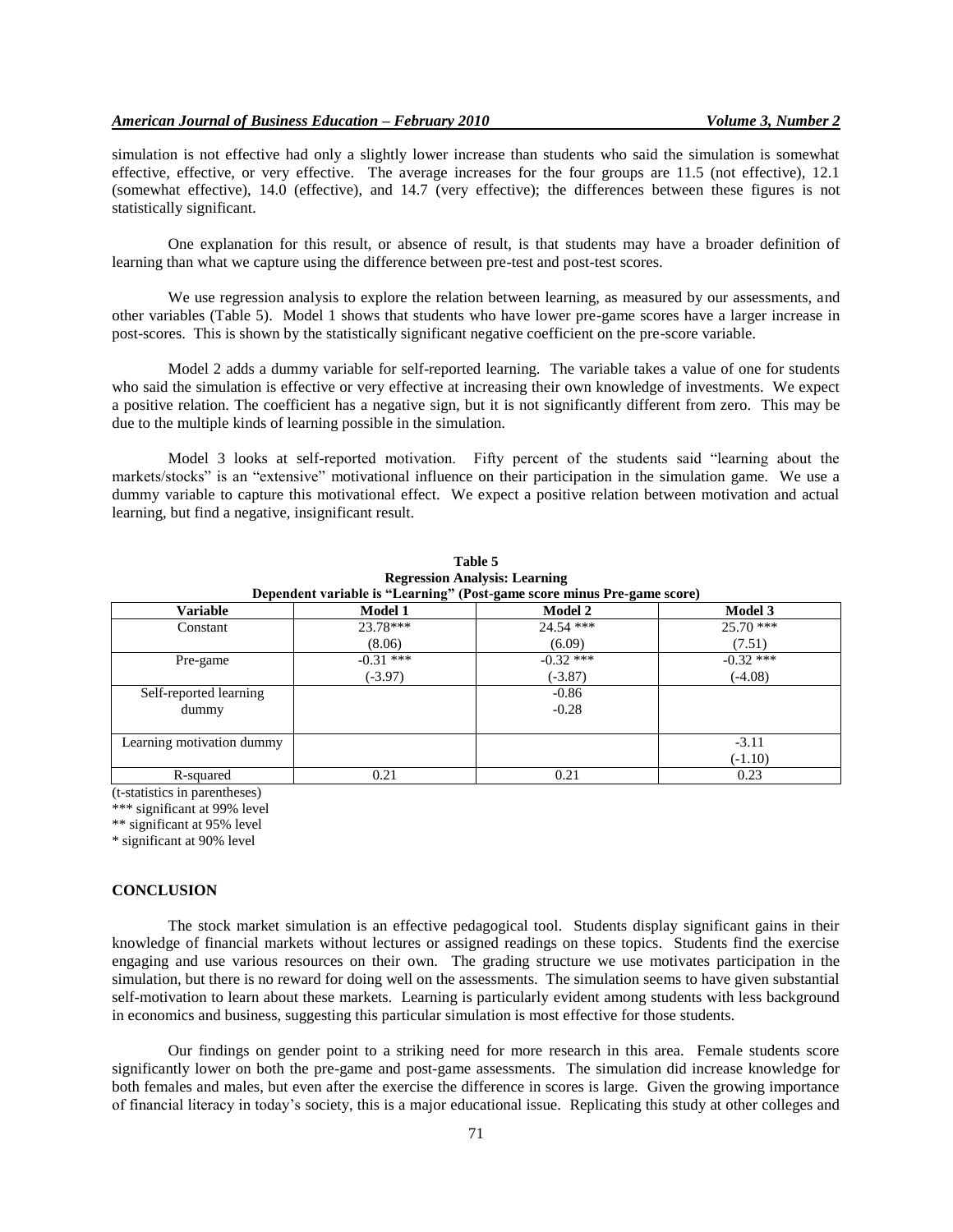simulation is not effective had only a slightly lower increase than students who said the simulation is somewhat effective, effective, or very effective. The average increases for the four groups are 11.5 (not effective), 12.1 (somewhat effective), 14.0 (effective), and 14.7 (very effective); the differences between these figures is not statistically significant.

One explanation for this result, or absence of result, is that students may have a broader definition of learning than what we capture using the difference between pre-test and post-test scores.

We use regression analysis to explore the relation between learning, as measured by our assessments, and other variables (Table 5). Model 1 shows that students who have lower pre-game scores have a larger increase in post-scores. This is shown by the statistically significant negative coefficient on the pre-score variable.

Model 2 adds a dummy variable for self-reported learning. The variable takes a value of one for students who said the simulation is effective or very effective at increasing their own knowledge of investments. We expect a positive relation. The coefficient has a negative sign, but it is not significantly different from zero. This may be due to the multiple kinds of learning possible in the simulation.

Model 3 looks at self-reported motivation. Fifty percent of the students said "learning about the markets/stocks" is an "extensive" motivational influence on their participation in the simulation game. We use a dummy variable to capture this motivational effect. We expect a positive relation between motivation and actual learning, but find a negative, insignificant result.

**Table 5**
**Regression Analysis: Learning**
**Dependent variable is "Learning" (Post-game score minus Pre-game score)**

| Variable | Model 1 | Model 2 | Model 3 |
|---|---|---|---|
| Constant | 23.78*** | 24.54 *** | 25.70 *** |
| | (8.06) | (6.09) | (7.51) |
| Pre-game | -0.31 *** | -0.32 *** | -0.32 *** |
| | (-3.97) | (-3.87) | (-4.08) |
| Self-reported learning dummy | | -0.86 | |
| | | -0.28 | |
| Learning motivation dummy | | | -3.11 |
| | | | (-1.10) |
| R-squared | 0.21 | 0.21 | 0.23 |

(t-statistics in parentheses)
*** significant at 99% level
** significant at 95% level
* significant at 90% level

## CONCLUSION

The stock market simulation is an effective pedagogical tool. Students display significant gains in their knowledge of financial markets without lectures or assigned readings on these topics. Students find the exercise engaging and use various resources on their own. The grading structure we use motivates participation in the simulation, but there is no reward for doing well on the assessments. The simulation seems to have given substantial self-motivation to learn about these markets. Learning is particularly evident among students with less background in economics and business, suggesting this particular simulation is most effective for those students.

Our findings on gender point to a striking need for more research in this area. Female students score significantly lower on both the pre-game and post-game assessments. The simulation did increase knowledge for both females and males, but even after the exercise the difference in scores is large. Given the growing importance of financial literacy in today's society, this is a major educational issue. Replicating this study at other colleges and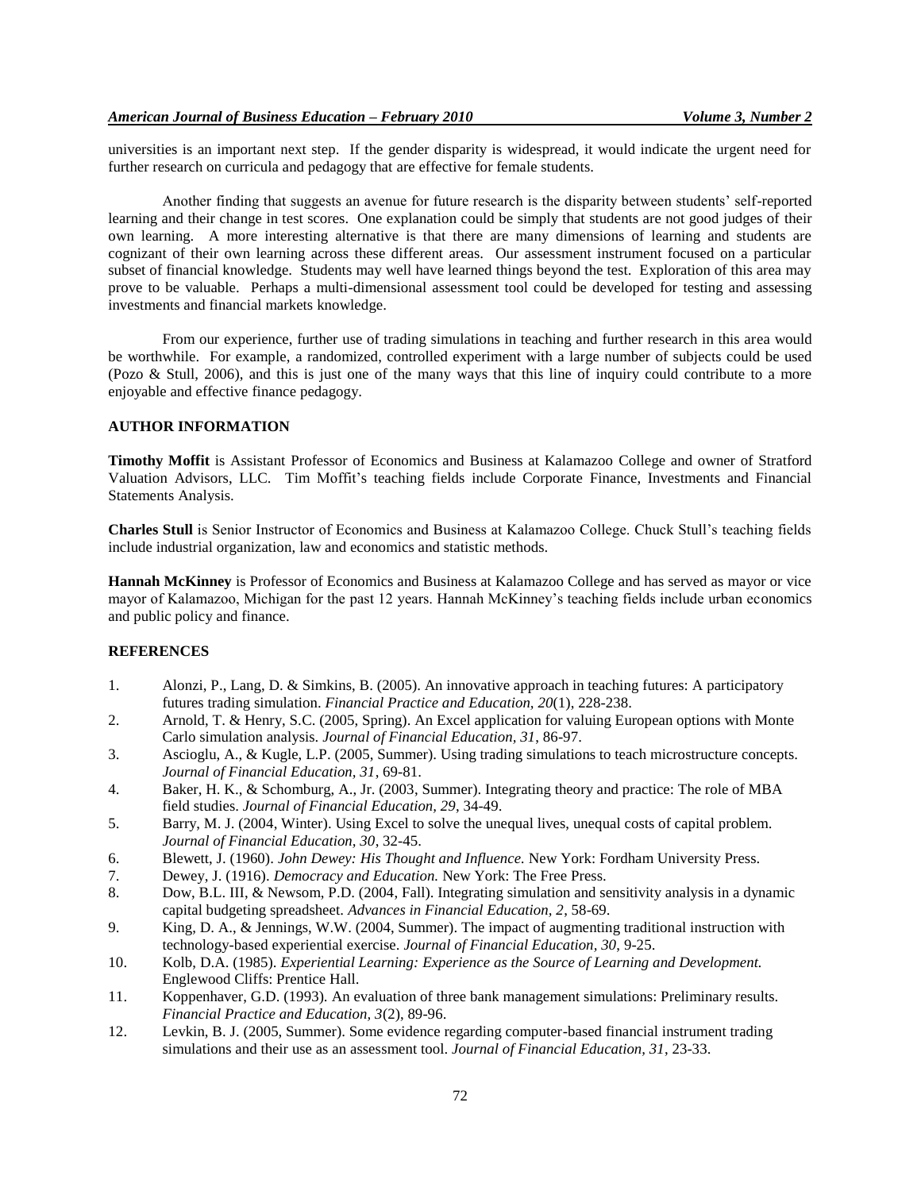universities is an important next step. If the gender disparity is widespread, it would indicate the urgent need for further research on curricula and pedagogy that are effective for female students.

Another finding that suggests an avenue for future research is the disparity between students' self-reported learning and their change in test scores. One explanation could be simply that students are not good judges of their own learning. A more interesting alternative is that there are many dimensions of learning and students are cognizant of their own learning across these different areas. Our assessment instrument focused on a particular subset of financial knowledge. Students may well have learned things beyond the test. Exploration of this area may prove to be valuable. Perhaps a multi-dimensional assessment tool could be developed for testing and assessing investments and financial markets knowledge.

From our experience, further use of trading simulations in teaching and further research in this area would be worthwhile. For example, a randomized, controlled experiment with a large number of subjects could be used (Pozo & Stull, 2006), and this is just one of the many ways that this line of inquiry could contribute to a more enjoyable and effective finance pedagogy.

## AUTHOR INFORMATION

**Timothy Moffit** is Assistant Professor of Economics and Business at Kalamazoo College and owner of Stratford Valuation Advisors, LLC. Tim Moffit's teaching fields include Corporate Finance, Investments and Financial Statements Analysis.

**Charles Stull** is Senior Instructor of Economics and Business at Kalamazoo College. Chuck Stull's teaching fields include industrial organization, law and economics and statistic methods.

**Hannah McKinney** is Professor of Economics and Business at Kalamazoo College and has served as mayor or vice mayor of Kalamazoo, Michigan for the past 12 years. Hannah McKinney's teaching fields include urban economics and public policy and finance.

## REFERENCES

1. Alonzi, P., Lang, D. & Simkins, B. (2005). An innovative approach in teaching futures: A participatory futures trading simulation. *Financial Practice and Education, 20*(1), 228-238.
2. Arnold, T. & Henry, S.C. (2005, Spring). An Excel application for valuing European options with Monte Carlo simulation analysis. *Journal of Financial Education, 31*, 86-97.
3. Ascioglu, A., & Kugle, L.P. (2005, Summer). Using trading simulations to teach microstructure concepts. *Journal of Financial Education, 31*, 69-81.
4. Baker, H. K., & Schomburg, A., Jr. (2003, Summer). Integrating theory and practice: The role of MBA field studies. *Journal of Financial Education, 29*, 34-49.
5. Barry, M. J. (2004, Winter). Using Excel to solve the unequal lives, unequal costs of capital problem. *Journal of Financial Education, 30*, 32-45.
6. Blewett, J. (1960). *John Dewey: His Thought and Influence.* New York: Fordham University Press.
7. Dewey, J. (1916). *Democracy and Education.* New York: The Free Press.
8. Dow, B.L. III, & Newsom, P.D. (2004, Fall). Integrating simulation and sensitivity analysis in a dynamic capital budgeting spreadsheet. *Advances in Financial Education, 2*, 58-69.
9. King, D. A., & Jennings, W.W. (2004, Summer). The impact of augmenting traditional instruction with technology-based experiential exercise. *Journal of Financial Education, 30*, 9-25.
10. Kolb, D.A. (1985). *Experiential Learning: Experience as the Source of Learning and Development.* Englewood Cliffs: Prentice Hall.
11. Koppenhaver, G.D. (1993). An evaluation of three bank management simulations: Preliminary results. *Financial Practice and Education, 3*(2), 89-96.
12. Levkin, B. J. (2005, Summer). Some evidence regarding computer-based financial instrument trading simulations and their use as an assessment tool. *Journal of Financial Education, 31*, 23-33.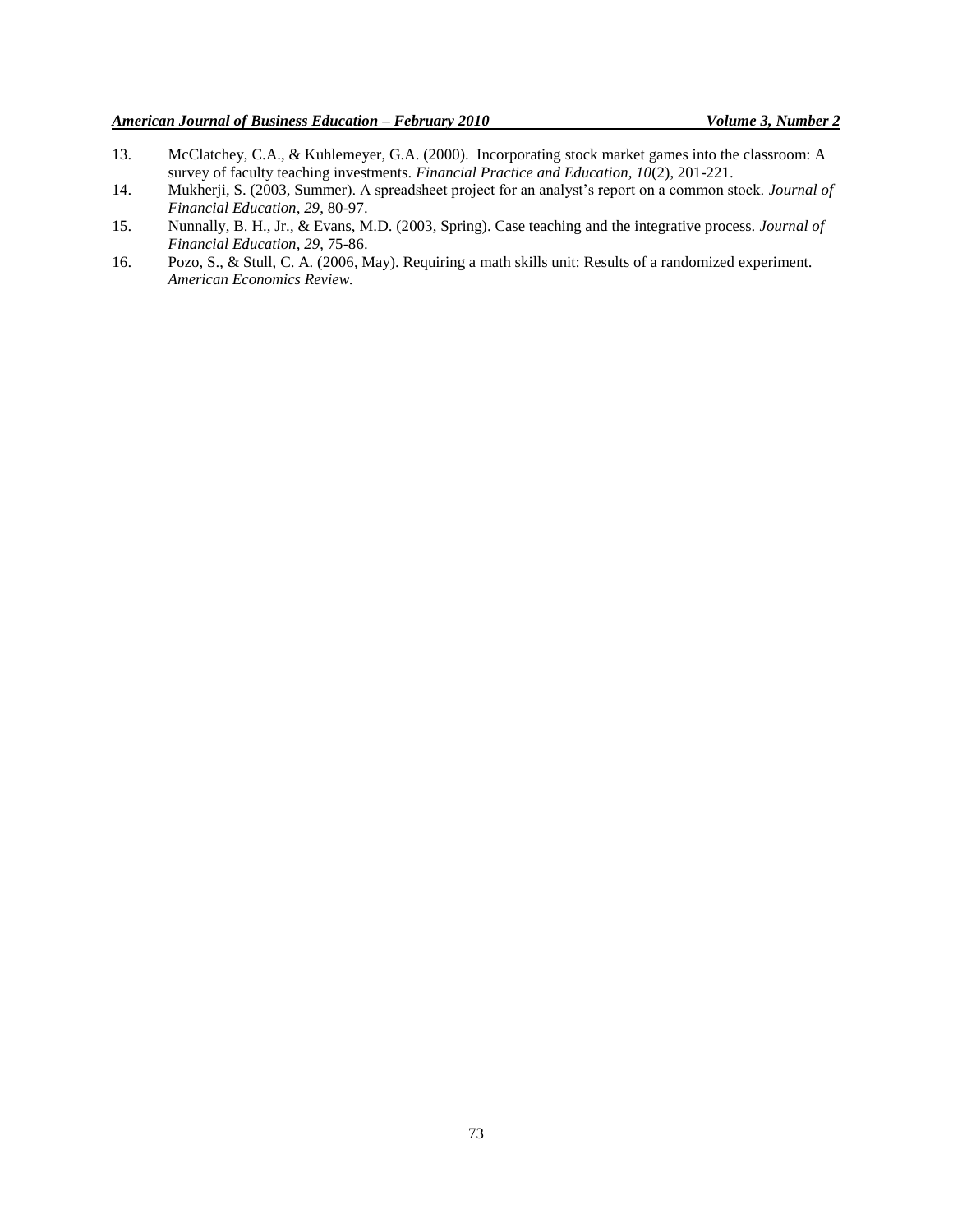13. McClatchey, C.A., & Kuhlemeyer, G.A. (2000). Incorporating stock market games into the classroom: A survey of faculty teaching investments. *Financial Practice and Education, 10*(2), 201-221.
14. Mukherji, S. (2003, Summer). A spreadsheet project for an analyst's report on a common stock. *Journal of Financial Education, 29*, 80-97.
15. Nunnally, B. H., Jr., & Evans, M.D. (2003, Spring). Case teaching and the integrative process. *Journal of Financial Education, 29*, 75-86.
16. Pozo, S., & Stull, C. A. (2006, May). Requiring a math skills unit: Results of a randomized experiment. *American Economics Review.*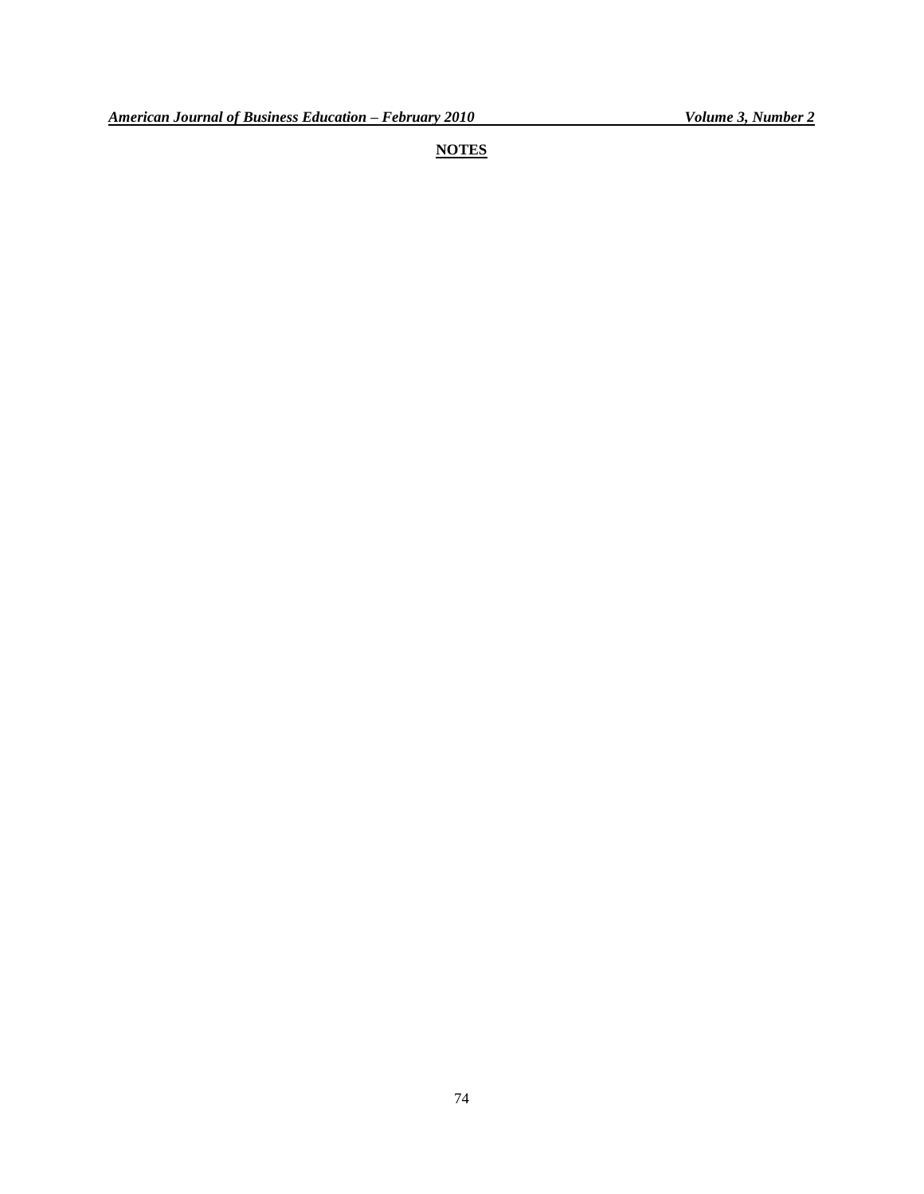**NOTES**